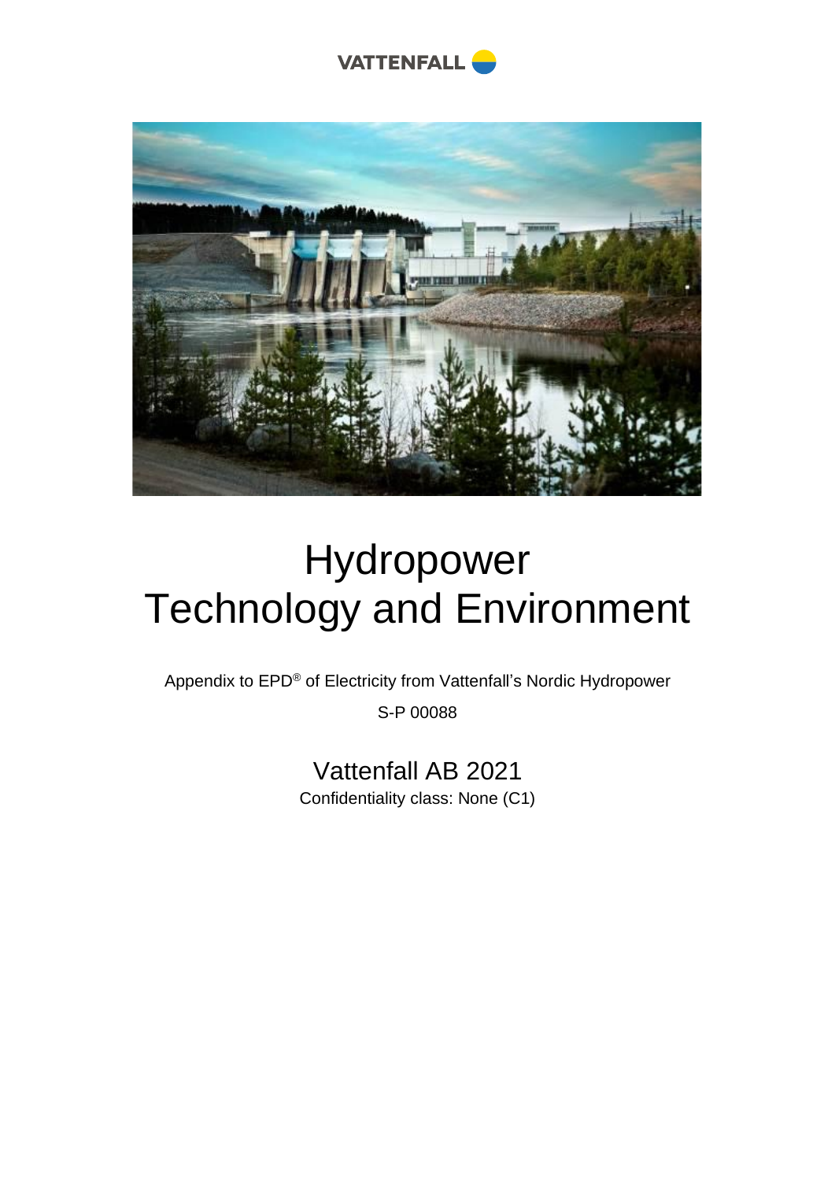VATTENFALL

# Hydropower
# Technology and Environment

Appendix to EPD® of Electricity from Vattenfall's Nordic Hydropower

S-P 00088

## Vattenfall AB 2021

Confidentiality class: None (C1)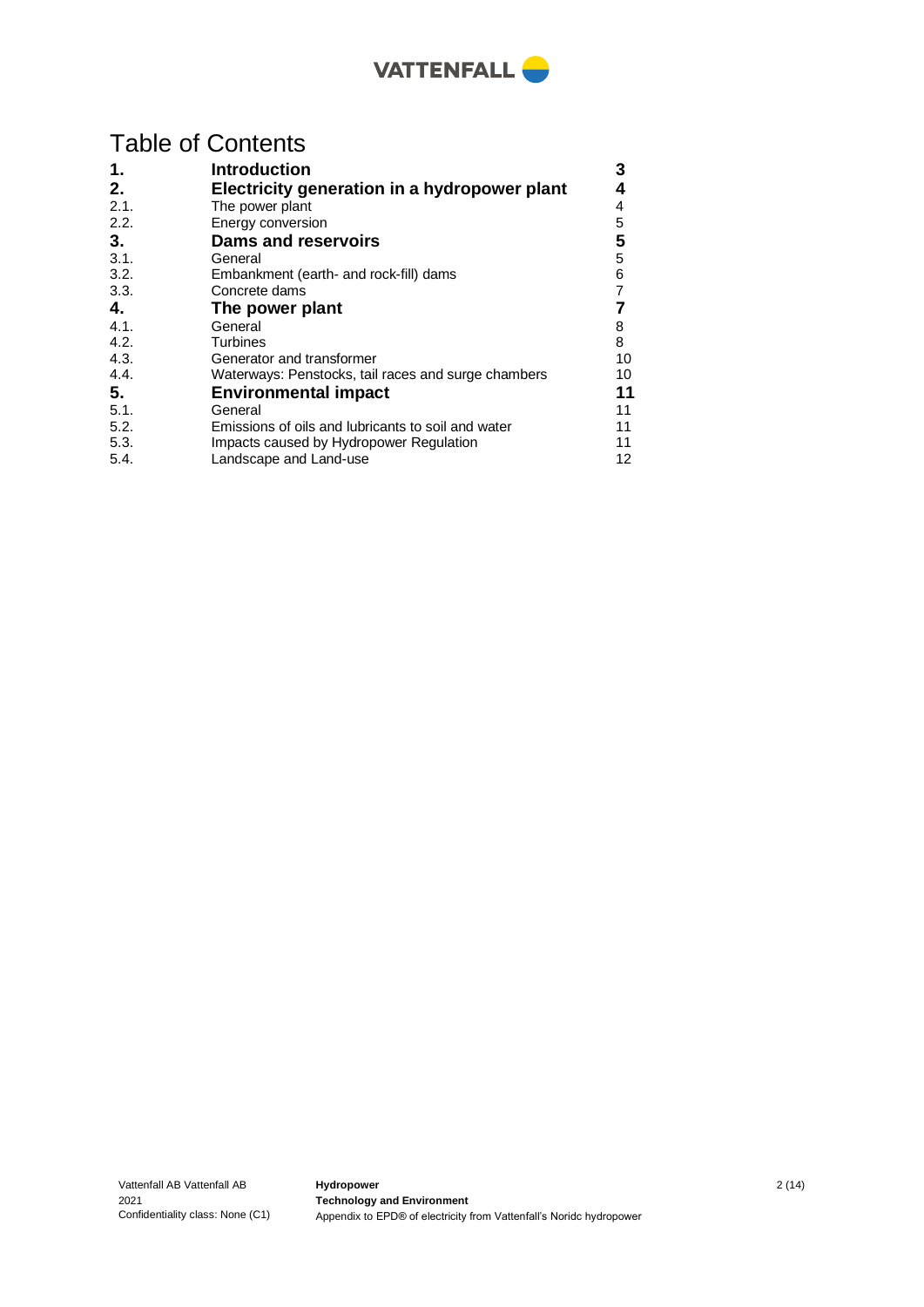# Table of Contents

| | | |
|---|---|---|
| **1.** | **Introduction** | **3** |
| **2.** | **Electricity generation in a hydropower plant** | **4** |
| 2.1. | The power plant | 4 |
| 2.2. | Energy conversion | 5 |
| **3.** | **Dams and reservoirs** | **5** |
| 3.1. | General | 5 |
| 3.2. | Embankment (earth- and rock-fill) dams | 6 |
| 3.3. | Concrete dams | 7 |
| **4.** | **The power plant** | **7** |
| 4.1. | General | 8 |
| 4.2. | Turbines | 8 |
| 4.3. | Generator and transformer | 10 |
| 4.4. | Waterways: Penstocks, tail races and surge chambers | 10 |
| **5.** | **Environmental impact** | **11** |
| 5.1. | General | 11 |
| 5.2. | Emissions of oils and lubricants to soil and water | 11 |
| 5.3. | Impacts caused by Hydropower Regulation | 11 |
| 5.4. | Landscape and Land-use | 12 |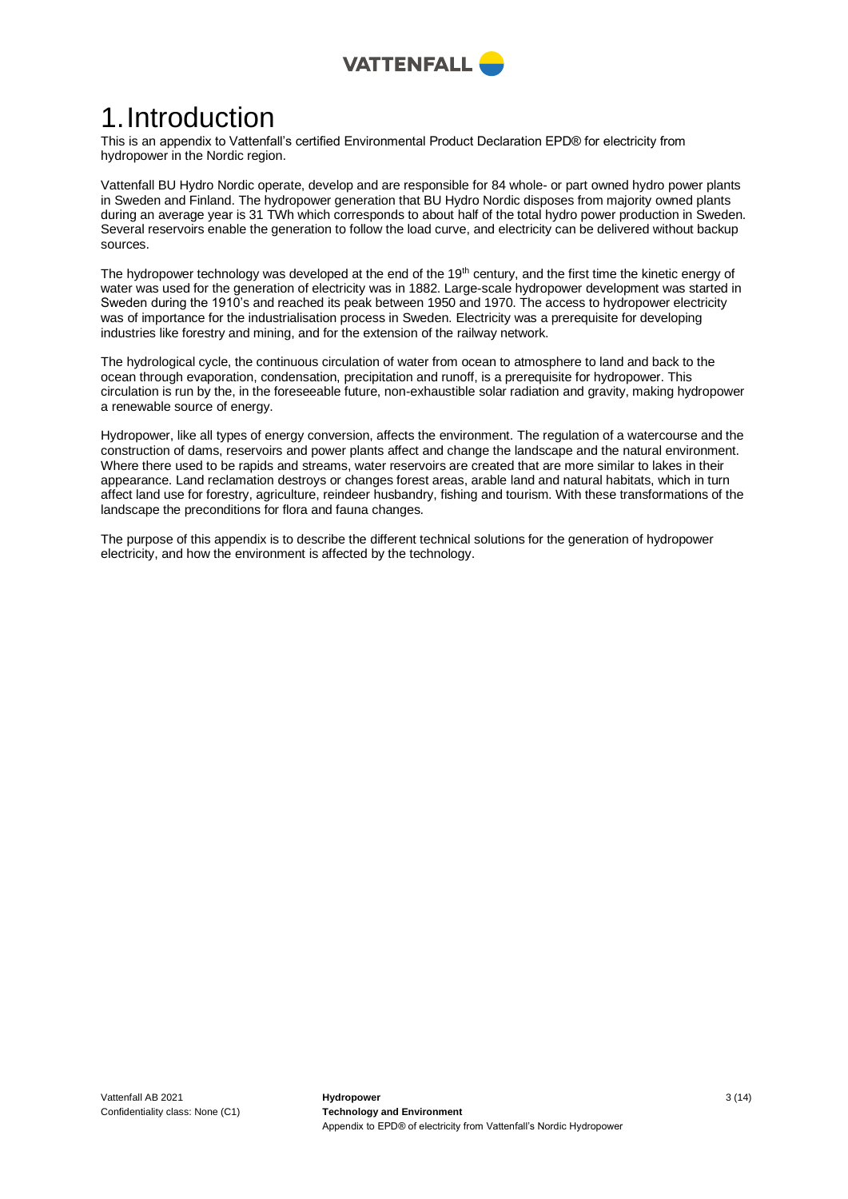# 1. Introduction

This is an appendix to Vattenfall's certified Environmental Product Declaration EPD® for electricity from hydropower in the Nordic region.

Vattenfall BU Hydro Nordic operate, develop and are responsible for 84 whole- or part owned hydro power plants in Sweden and Finland. The hydropower generation that BU Hydro Nordic disposes from majority owned plants during an average year is 31 TWh which corresponds to about half of the total hydro power production in Sweden. Several reservoirs enable the generation to follow the load curve, and electricity can be delivered without backup sources.

The hydropower technology was developed at the end of the 19th century, and the first time the kinetic energy of water was used for the generation of electricity was in 1882. Large-scale hydropower development was started in Sweden during the 1910's and reached its peak between 1950 and 1970. The access to hydropower electricity was of importance for the industrialisation process in Sweden. Electricity was a prerequisite for developing industries like forestry and mining, and for the extension of the railway network.

The hydrological cycle, the continuous circulation of water from ocean to atmosphere to land and back to the ocean through evaporation, condensation, precipitation and runoff, is a prerequisite for hydropower. This circulation is run by the, in the foreseeable future, non-exhaustible solar radiation and gravity, making hydropower a renewable source of energy.

Hydropower, like all types of energy conversion, affects the environment. The regulation of a watercourse and the construction of dams, reservoirs and power plants affect and change the landscape and the natural environment. Where there used to be rapids and streams, water reservoirs are created that are more similar to lakes in their appearance. Land reclamation destroys or changes forest areas, arable land and natural habitats, which in turn affect land use for forestry, agriculture, reindeer husbandry, fishing and tourism. With these transformations of the landscape the preconditions for flora and fauna changes.

The purpose of this appendix is to describe the different technical solutions for the generation of hydropower electricity, and how the environment is affected by the technology.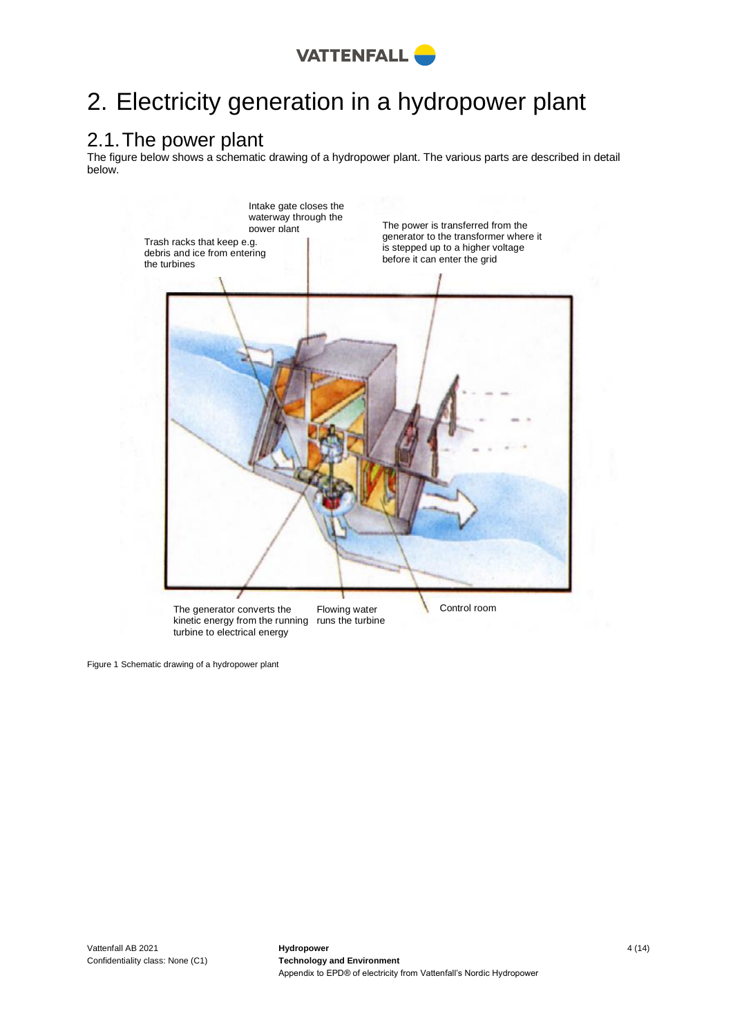# 2. Electricity generation in a hydropower plant

## 2.1. The power plant

The figure below shows a schematic drawing of a hydropower plant. The various parts are described in detail below.

Intake gate closes the waterway through the power plant

Trash racks that keep e.g. debris and ice from entering the turbines

The power is transferred from the generator to the transformer where it is stepped up to a higher voltage before it can enter the grid

The generator converts the kinetic energy from the running turbine to electrical energy

Flowing water runs the turbine

Control room

Figure 1 Schematic drawing of a hydropower plant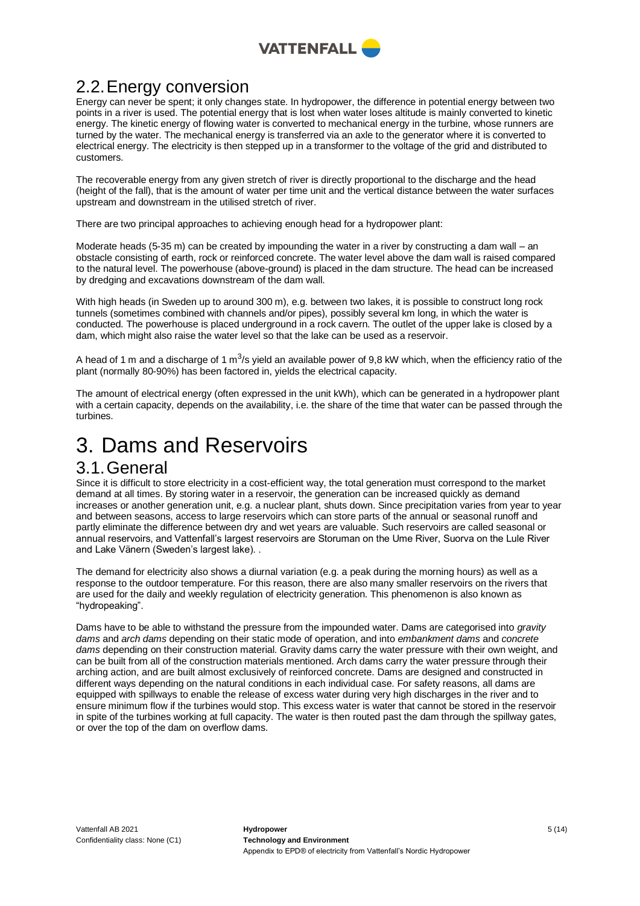## 2.2. Energy conversion

Energy can never be spent; it only changes state. In hydropower, the difference in potential energy between two points in a river is used. The potential energy that is lost when water loses altitude is mainly converted to kinetic energy. The kinetic energy of flowing water is converted to mechanical energy in the turbine, whose runners are turned by the water. The mechanical energy is transferred via an axle to the generator where it is converted to electrical energy. The electricity is then stepped up in a transformer to the voltage of the grid and distributed to customers.

The recoverable energy from any given stretch of river is directly proportional to the discharge and the head (height of the fall), that is the amount of water per time unit and the vertical distance between the water surfaces upstream and downstream in the utilised stretch of river.

There are two principal approaches to achieving enough head for a hydropower plant:

Moderate heads (5-35 m) can be created by impounding the water in a river by constructing a dam wall – an obstacle consisting of earth, rock or reinforced concrete. The water level above the dam wall is raised compared to the natural level. The powerhouse (above-ground) is placed in the dam structure. The head can be increased by dredging and excavations downstream of the dam wall.

With high heads (in Sweden up to around 300 m), e.g. between two lakes, it is possible to construct long rock tunnels (sometimes combined with channels and/or pipes), possibly several km long, in which the water is conducted. The powerhouse is placed underground in a rock cavern. The outlet of the upper lake is closed by a dam, which might also raise the water level so that the lake can be used as a reservoir.

A head of 1 m and a discharge of 1 $m^3$/s yield an available power of 9,8 kW which, when the efficiency ratio of the plant (normally 80-90%) has been factored in, yields the electrical capacity.

The amount of electrical energy (often expressed in the unit kWh), which can be generated in a hydropower plant with a certain capacity, depends on the availability, i.e. the share of the time that water can be passed through the turbines.

# 3. Dams and Reservoirs

## 3.1. General

Since it is difficult to store electricity in a cost-efficient way, the total generation must correspond to the market demand at all times. By storing water in a reservoir, the generation can be increased quickly as demand increases or another generation unit, e.g. a nuclear plant, shuts down. Since precipitation varies from year to year and between seasons, access to large reservoirs which can store parts of the annual or seasonal runoff and partly eliminate the difference between dry and wet years are valuable. Such reservoirs are called seasonal or annual reservoirs, and Vattenfall's largest reservoirs are Storuman on the Ume River, Suorva on the Lule River and Lake Vänern (Sweden's largest lake). .

The demand for electricity also shows a diurnal variation (e.g. a peak during the morning hours) as well as a response to the outdoor temperature. For this reason, there are also many smaller reservoirs on the rivers that are used for the daily and weekly regulation of electricity generation. This phenomenon is also known as "hydropeaking".

Dams have to be able to withstand the pressure from the impounded water. Dams are categorised into *gravity dams* and *arch dams* depending on their static mode of operation, and into *embankment dams* and *concrete dams* depending on their construction material. Gravity dams carry the water pressure with their own weight, and can be built from all of the construction materials mentioned. Arch dams carry the water pressure through their arching action, and are built almost exclusively of reinforced concrete. Dams are designed and constructed in different ways depending on the natural conditions in each individual case. For safety reasons, all dams are equipped with spillways to enable the release of excess water during very high discharges in the river and to ensure minimum flow if the turbines would stop. This excess water is water that cannot be stored in the reservoir in spite of the turbines working at full capacity. The water is then routed past the dam through the spillway gates, or over the top of the dam on overflow dams.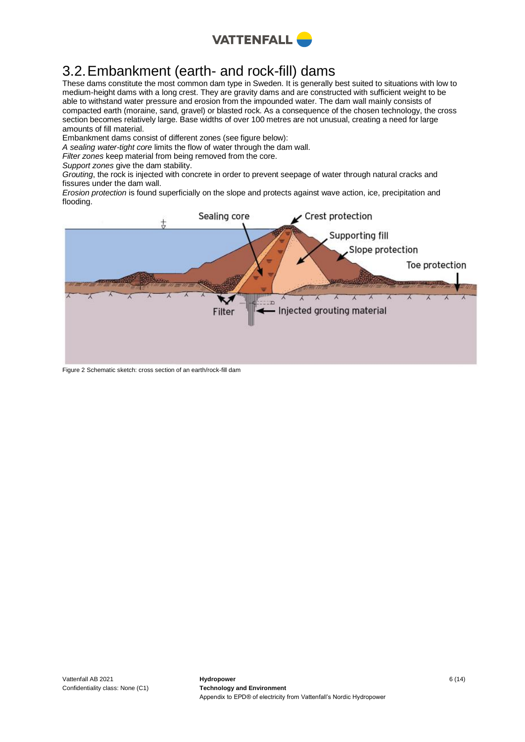## 3.2. Embankment (earth- and rock-fill) dams

These dams constitute the most common dam type in Sweden. It is generally best suited to situations with low to medium-height dams with a long crest. They are gravity dams and are constructed with sufficient weight to be able to withstand water pressure and erosion from the impounded water. The dam wall mainly consists of compacted earth (moraine, sand, gravel) or blasted rock. As a consequence of the chosen technology, the cross section becomes relatively large. Base widths of over 100 metres are not unusual, creating a need for large amounts of fill material.

Embankment dams consist of different zones (see figure below):

*A sealing water-tight core* limits the flow of water through the dam wall.

*Filter zones* keep material from being removed from the core.

*Support zones* give the dam stability.

*Grouting*, the rock is injected with concrete in order to prevent seepage of water through natural cracks and fissures under the dam wall.

*Erosion protection* is found superficially on the slope and protects against wave action, ice, precipitation and flooding.

Figure 2 Schematic sketch: cross section of an earth/rock-fill dam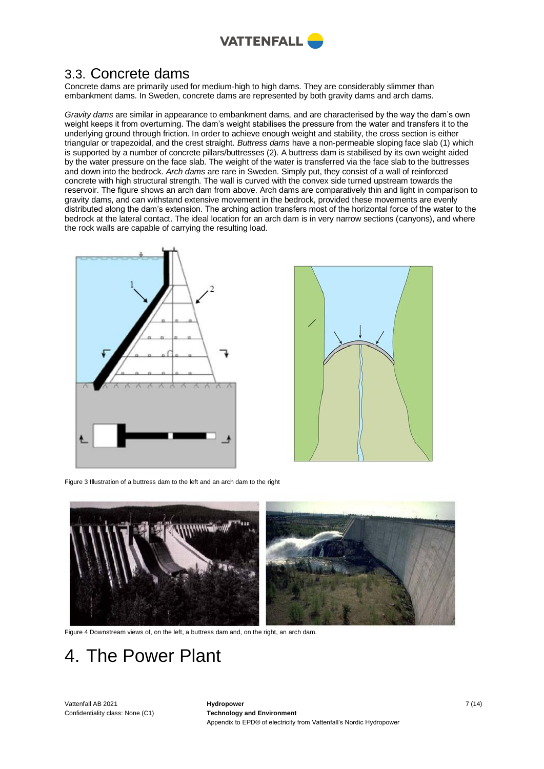## 3.3. Concrete dams

Concrete dams are primarily used for medium-high to high dams. They are considerably slimmer than embankment dams. In Sweden, concrete dams are represented by both gravity dams and arch dams.

*Gravity dams* are similar in appearance to embankment dams, and are characterised by the way the dam's own weight keeps it from overturning. The dam's weight stabilises the pressure from the water and transfers it to the underlying ground through friction. In order to achieve enough weight and stability, the cross section is either triangular or trapezoidal, and the crest straight. *Buttress dams* have a non-permeable sloping face slab (1) which is supported by a number of concrete pillars/buttresses (2). A buttress dam is stabilised by its own weight aided by the water pressure on the face slab. The weight of the water is transferred via the face slab to the buttresses and down into the bedrock. *Arch dams* are rare in Sweden. Simply put, they consist of a wall of reinforced concrete with high structural strength. The wall is curved with the convex side turned upstream towards the reservoir. The figure shows an arch dam from above. Arch dams are comparatively thin and light in comparison to gravity dams, and can withstand extensive movement in the bedrock, provided these movements are evenly distributed along the dam's extension. The arching action transfers most of the horizontal force of the water to the bedrock at the lateral contact. The ideal location for an arch dam is in very narrow sections (canyons), and where the rock walls are capable of carrying the resulting load.

Figure 3 Illustration of a buttress dam to the left and an arch dam to the right

Figure 4 Downstream views of, on the left, a buttress dam and, on the right, an arch dam.

# 4. The Power Plant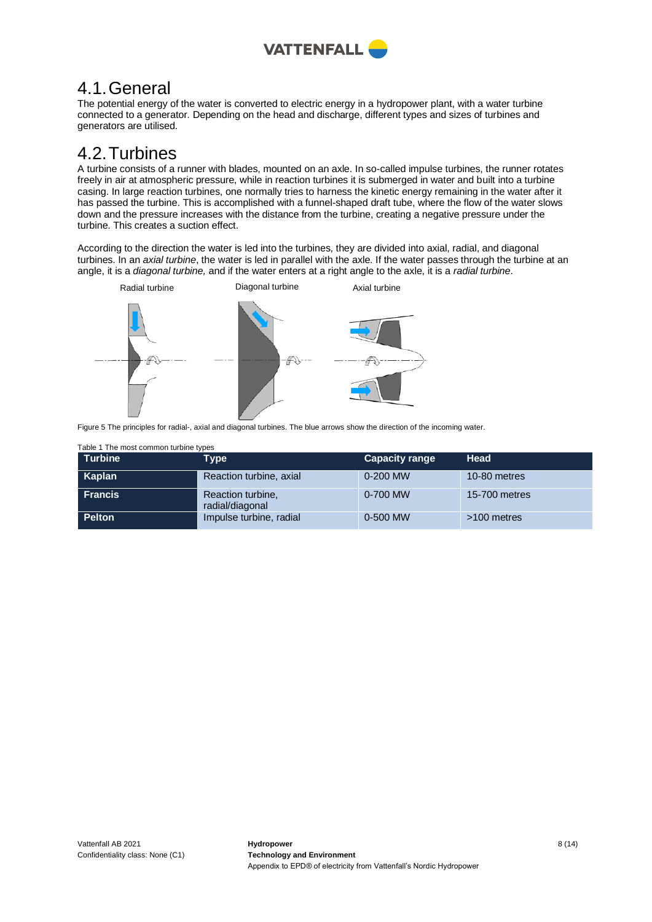## 4.1. General

The potential energy of the water is converted to electric energy in a hydropower plant, with a water turbine connected to a generator. Depending on the head and discharge, different types and sizes of turbines and generators are utilised.

## 4.2. Turbines

A turbine consists of a runner with blades, mounted on an axle. In so-called impulse turbines, the runner rotates freely in air at atmospheric pressure, while in reaction turbines it is submerged in water and built into a turbine casing. In large reaction turbines, one normally tries to harness the kinetic energy remaining in the water after it has passed the turbine. This is accomplished with a funnel-shaped draft tube, where the flow of the water slows down and the pressure increases with the distance from the turbine, creating a negative pressure under the turbine. This creates a suction effect.

According to the direction the water is led into the turbines, they are divided into axial, radial, and diagonal turbines. In an *axial turbine*, the water is led in parallel with the axle. If the water passes through the turbine at an angle, it is a *diagonal turbine,* and if the water enters at a right angle to the axle, it is a *radial turbine*.

Radial turbine    Diagonal turbine    Axial turbine

Figure 5 The principles for radial-, axial and diagonal turbines. The blue arrows show the direction of the incoming water.

Table 1 The most common turbine types

| Turbine | Type | Capacity range | Head |
|---|---|---|---|
| **Kaplan** | Reaction turbine, axial | 0-200 MW | 10-80 metres |
| **Francis** | Reaction turbine, radial/diagonal | 0-700 MW | 15-700 metres |
| **Pelton** | Impulse turbine, radial | 0-500 MW | >100 metres |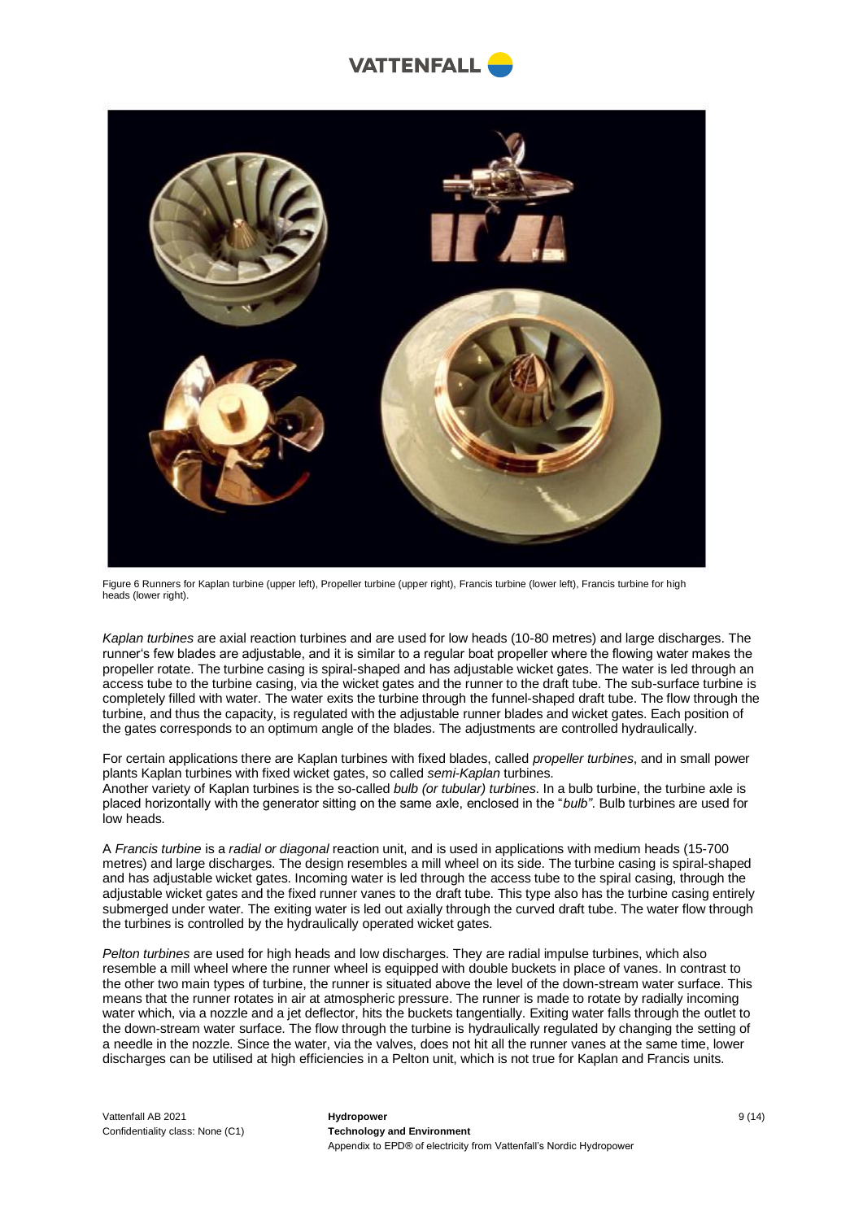Figure 6 Runners for Kaplan turbine (upper left), Propeller turbine (upper right), Francis turbine (lower left), Francis turbine for high heads (lower right).

*Kaplan turbines* are axial reaction turbines and are used for low heads (10-80 metres) and large discharges. The runner's few blades are adjustable, and it is similar to a regular boat propeller where the flowing water makes the propeller rotate. The turbine casing is spiral-shaped and has adjustable wicket gates. The water is led through an access tube to the turbine casing, via the wicket gates and the runner to the draft tube. The sub-surface turbine is completely filled with water. The water exits the turbine through the funnel-shaped draft tube. The flow through the turbine, and thus the capacity, is regulated with the adjustable runner blades and wicket gates. Each position of the gates corresponds to an optimum angle of the blades. The adjustments are controlled hydraulically.

For certain applications there are Kaplan turbines with fixed blades, called *propeller turbines*, and in small power plants Kaplan turbines with fixed wicket gates, so called *semi-Kaplan* turbines.
Another variety of Kaplan turbines is the so-called *bulb (or tubular) turbines*. In a bulb turbine, the turbine axle is placed horizontally with the generator sitting on the same axle, enclosed in the "*bulb"*. Bulb turbines are used for low heads.

A *Francis turbine* is a *radial or diagonal* reaction unit, and is used in applications with medium heads (15-700 metres) and large discharges. The design resembles a mill wheel on its side. The turbine casing is spiral-shaped and has adjustable wicket gates. Incoming water is led through the access tube to the spiral casing, through the adjustable wicket gates and the fixed runner vanes to the draft tube. This type also has the turbine casing entirely submerged under water. The exiting water is led out axially through the curved draft tube. The water flow through the turbines is controlled by the hydraulically operated wicket gates.

*Pelton turbines* are used for high heads and low discharges. They are radial impulse turbines, which also resemble a mill wheel where the runner wheel is equipped with double buckets in place of vanes. In contrast to the other two main types of turbine, the runner is situated above the level of the down-stream water surface. This means that the runner rotates in air at atmospheric pressure. The runner is made to rotate by radially incoming water which, via a nozzle and a jet deflector, hits the buckets tangentially. Exiting water falls through the outlet to the down-stream water surface. The flow through the turbine is hydraulically regulated by changing the setting of a needle in the nozzle. Since the water, via the valves, does not hit all the runner vanes at the same time, lower discharges can be utilised at high efficiencies in a Pelton unit, which is not true for Kaplan and Francis units.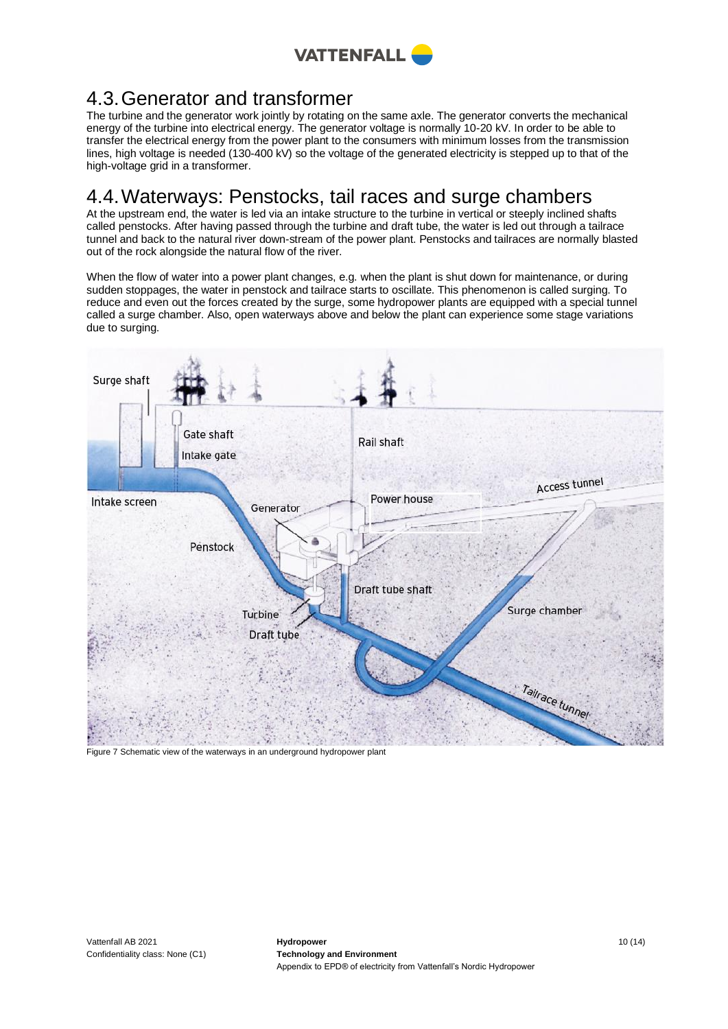## 4.3. Generator and transformer

The turbine and the generator work jointly by rotating on the same axle. The generator converts the mechanical energy of the turbine into electrical energy. The generator voltage is normally 10-20 kV. In order to be able to transfer the electrical energy from the power plant to the consumers with minimum losses from the transmission lines, high voltage is needed (130-400 kV) so the voltage of the generated electricity is stepped up to that of the high-voltage grid in a transformer.

## 4.4. Waterways: Penstocks, tail races and surge chambers

At the upstream end, the water is led via an intake structure to the turbine in vertical or steeply inclined shafts called penstocks. After having passed through the turbine and draft tube, the water is led out through a tailrace tunnel and back to the natural river down-stream of the power plant. Penstocks and tailraces are normally blasted out of the rock alongside the natural flow of the river.

When the flow of water into a power plant changes, e.g. when the plant is shut down for maintenance, or during sudden stoppages, the water in penstock and tailrace starts to oscillate. This phenomenon is called surging. To reduce and even out the forces created by the surge, some hydropower plants are equipped with a special tunnel called a surge chamber. Also, open waterways above and below the plant can experience some stage variations due to surging.

Figure 7 Schematic view of the waterways in an underground hydropower plant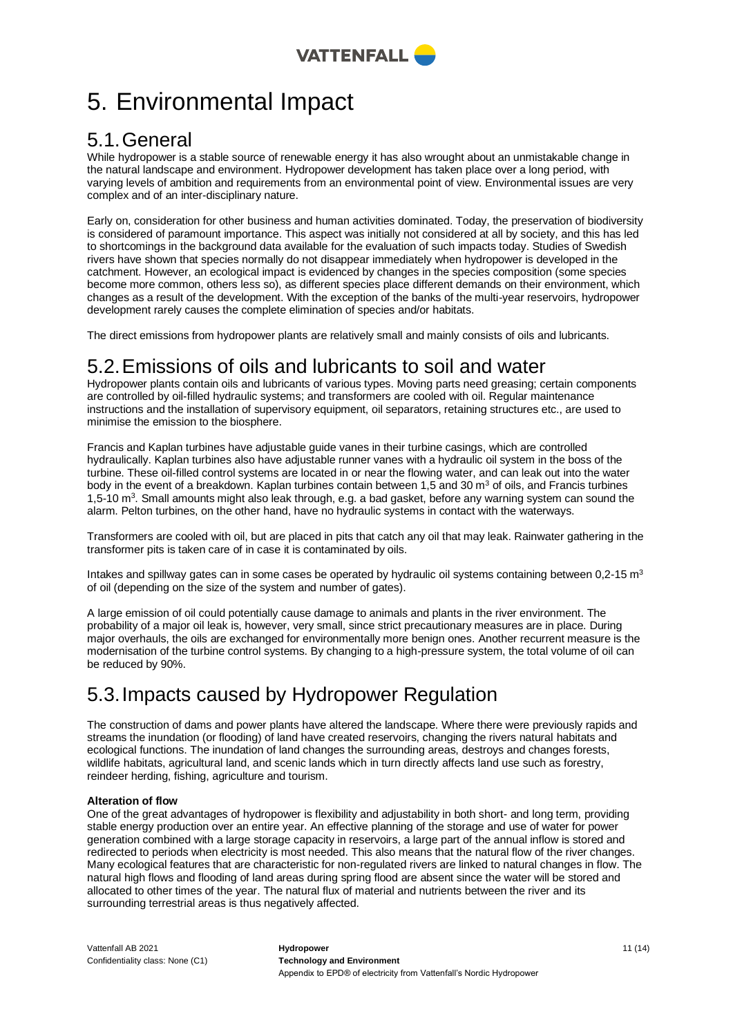# 5. Environmental Impact

## 5.1. General

While hydropower is a stable source of renewable energy it has also wrought about an unmistakable change in the natural landscape and environment. Hydropower development has taken place over a long period, with varying levels of ambition and requirements from an environmental point of view. Environmental issues are very complex and of an inter-disciplinary nature.

Early on, consideration for other business and human activities dominated. Today, the preservation of biodiversity is considered of paramount importance. This aspect was initially not considered at all by society, and this has led to shortcomings in the background data available for the evaluation of such impacts today. Studies of Swedish rivers have shown that species normally do not disappear immediately when hydropower is developed in the catchment. However, an ecological impact is evidenced by changes in the species composition (some species become more common, others less so), as different species place different demands on their environment, which changes as a result of the development. With the exception of the banks of the multi-year reservoirs, hydropower development rarely causes the complete elimination of species and/or habitats.

The direct emissions from hydropower plants are relatively small and mainly consists of oils and lubricants.

## 5.2. Emissions of oils and lubricants to soil and water

Hydropower plants contain oils and lubricants of various types. Moving parts need greasing; certain components are controlled by oil-filled hydraulic systems; and transformers are cooled with oil. Regular maintenance instructions and the installation of supervisory equipment, oil separators, retaining structures etc., are used to minimise the emission to the biosphere.

Francis and Kaplan turbines have adjustable guide vanes in their turbine casings, which are controlled hydraulically. Kaplan turbines also have adjustable runner vanes with a hydraulic oil system in the boss of the turbine. These oil-filled control systems are located in or near the flowing water, and can leak out into the water body in the event of a breakdown. Kaplan turbines contain between 1,5 and 30 $m^3$ of oils, and Francis turbines 1,5-10 $m^3$. Small amounts might also leak through, e.g. a bad gasket, before any warning system can sound the alarm. Pelton turbines, on the other hand, have no hydraulic systems in contact with the waterways.

Transformers are cooled with oil, but are placed in pits that catch any oil that may leak. Rainwater gathering in the transformer pits is taken care of in case it is contaminated by oils.

Intakes and spillway gates can in some cases be operated by hydraulic oil systems containing between 0,2-15 $m^3$ of oil (depending on the size of the system and number of gates).

A large emission of oil could potentially cause damage to animals and plants in the river environment. The probability of a major oil leak is, however, very small, since strict precautionary measures are in place. During major overhauls, the oils are exchanged for environmentally more benign ones. Another recurrent measure is the modernisation of the turbine control systems. By changing to a high-pressure system, the total volume of oil can be reduced by 90%.

## 5.3. Impacts caused by Hydropower Regulation

The construction of dams and power plants have altered the landscape. Where there were previously rapids and streams the inundation (or flooding) of land have created reservoirs, changing the rivers natural habitats and ecological functions. The inundation of land changes the surrounding areas, destroys and changes forests, wildlife habitats, agricultural land, and scenic lands which in turn directly affects land use such as forestry, reindeer herding, fishing, agriculture and tourism.

**Alteration of flow**

One of the great advantages of hydropower is flexibility and adjustability in both short- and long term, providing stable energy production over an entire year. An effective planning of the storage and use of water for power generation combined with a large storage capacity in reservoirs, a large part of the annual inflow is stored and redirected to periods when electricity is most needed. This also means that the natural flow of the river changes. Many ecological features that are characteristic for non-regulated rivers are linked to natural changes in flow. The natural high flows and flooding of land areas during spring flood are absent since the water will be stored and allocated to other times of the year. The natural flux of material and nutrients between the river and its surrounding terrestrial areas is thus negatively affected.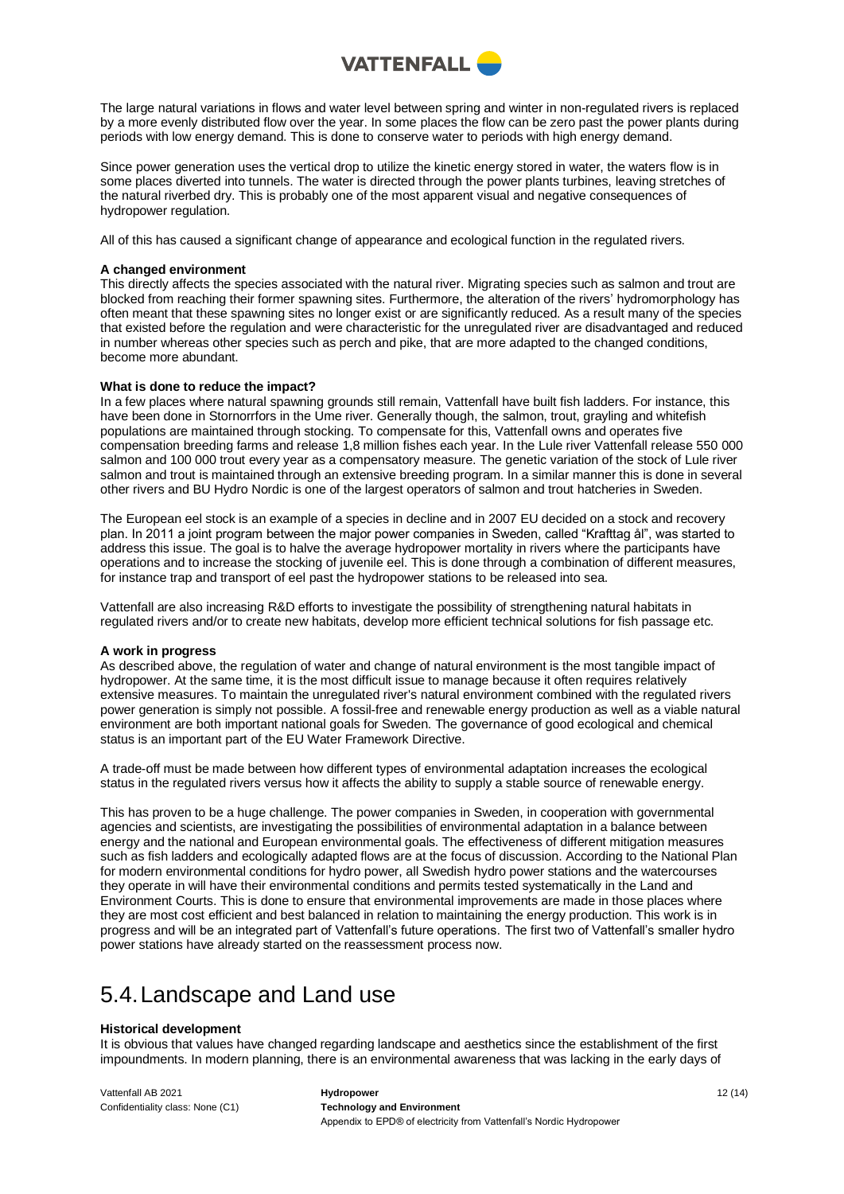The large natural variations in flows and water level between spring and winter in non-regulated rivers is replaced by a more evenly distributed flow over the year. In some places the flow can be zero past the power plants during periods with low energy demand. This is done to conserve water to periods with high energy demand.

Since power generation uses the vertical drop to utilize the kinetic energy stored in water, the waters flow is in some places diverted into tunnels. The water is directed through the power plants turbines, leaving stretches of the natural riverbed dry. This is probably one of the most apparent visual and negative consequences of hydropower regulation.

All of this has caused a significant change of appearance and ecological function in the regulated rivers.

**A changed environment**

This directly affects the species associated with the natural river. Migrating species such as salmon and trout are blocked from reaching their former spawning sites. Furthermore, the alteration of the rivers' hydromorphology has often meant that these spawning sites no longer exist or are significantly reduced. As a result many of the species that existed before the regulation and were characteristic for the unregulated river are disadvantaged and reduced in number whereas other species such as perch and pike, that are more adapted to the changed conditions, become more abundant.

**What is done to reduce the impact?**

In a few places where natural spawning grounds still remain, Vattenfall have built fish ladders. For instance, this have been done in Stornorrfors in the Ume river. Generally though, the salmon, trout, grayling and whitefish populations are maintained through stocking. To compensate for this, Vattenfall owns and operates five compensation breeding farms and release 1,8 million fishes each year. In the Lule river Vattenfall release 550 000 salmon and 100 000 trout every year as a compensatory measure. The genetic variation of the stock of Lule river salmon and trout is maintained through an extensive breeding program. In a similar manner this is done in several other rivers and BU Hydro Nordic is one of the largest operators of salmon and trout hatcheries in Sweden.

The European eel stock is an example of a species in decline and in 2007 EU decided on a stock and recovery plan. In 2011 a joint program between the major power companies in Sweden, called "Krafttag ål", was started to address this issue. The goal is to halve the average hydropower mortality in rivers where the participants have operations and to increase the stocking of juvenile eel. This is done through a combination of different measures, for instance trap and transport of eel past the hydropower stations to be released into sea.

Vattenfall are also increasing R&D efforts to investigate the possibility of strengthening natural habitats in regulated rivers and/or to create new habitats, develop more efficient technical solutions for fish passage etc.

**A work in progress**

As described above, the regulation of water and change of natural environment is the most tangible impact of hydropower. At the same time, it is the most difficult issue to manage because it often requires relatively extensive measures. To maintain the unregulated river's natural environment combined with the regulated rivers power generation is simply not possible. A fossil-free and renewable energy production as well as a viable natural environment are both important national goals for Sweden. The governance of good ecological and chemical status is an important part of the EU Water Framework Directive.

A trade-off must be made between how different types of environmental adaptation increases the ecological status in the regulated rivers versus how it affects the ability to supply a stable source of renewable energy.

This has proven to be a huge challenge. The power companies in Sweden, in cooperation with governmental agencies and scientists, are investigating the possibilities of environmental adaptation in a balance between energy and the national and European environmental goals. The effectiveness of different mitigation measures such as fish ladders and ecologically adapted flows are at the focus of discussion. According to the National Plan for modern environmental conditions for hydro power, all Swedish hydro power stations and the watercourses they operate in will have their environmental conditions and permits tested systematically in the Land and Environment Courts. This is done to ensure that environmental improvements are made in those places where they are most cost efficient and best balanced in relation to maintaining the energy production. This work is in progress and will be an integrated part of Vattenfall's future operations. The first two of Vattenfall's smaller hydro power stations have already started on the reassessment process now.

# 5.4. Landscape and Land use

**Historical development**

It is obvious that values have changed regarding landscape and aesthetics since the establishment of the first impoundments. In modern planning, there is an environmental awareness that was lacking in the early days of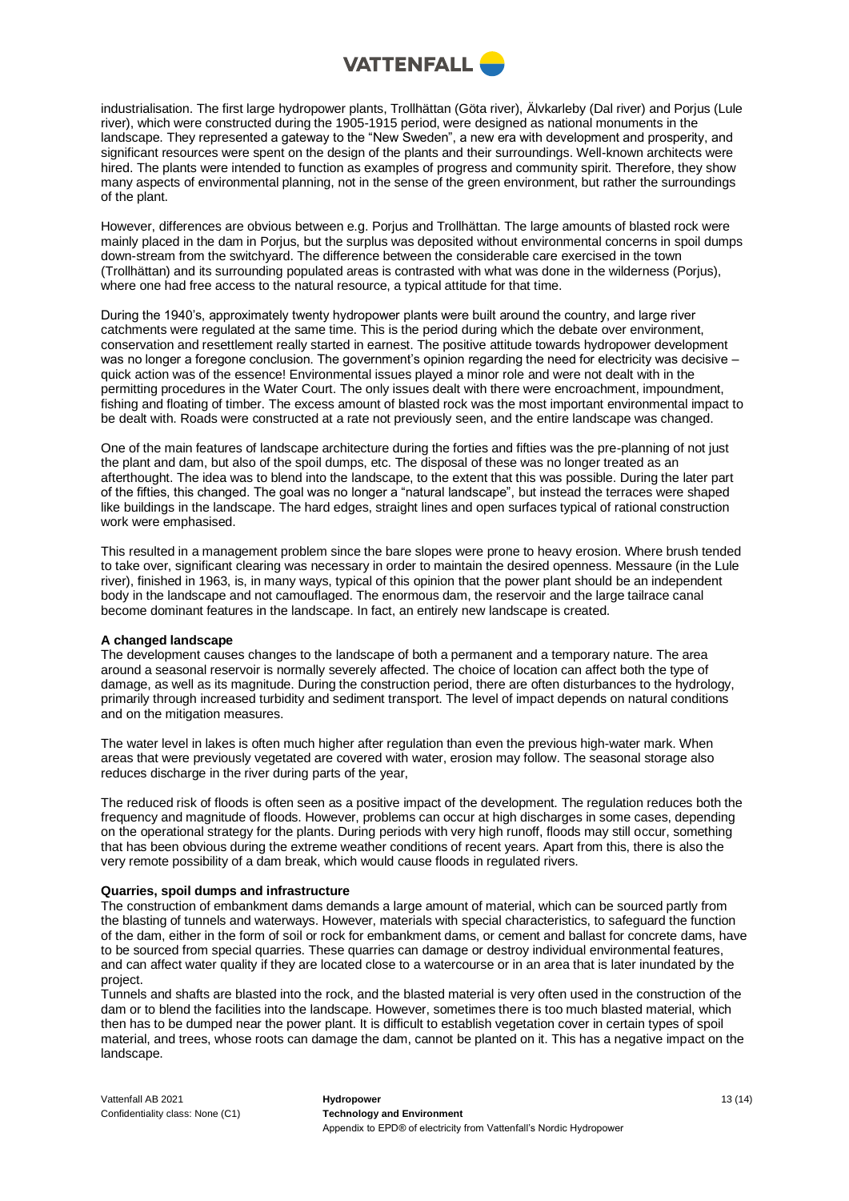industrialisation. The first large hydropower plants, Trollhättan (Göta river), Älvkarleby (Dal river) and Porjus (Lule river), which were constructed during the 1905-1915 period, were designed as national monuments in the landscape. They represented a gateway to the "New Sweden", a new era with development and prosperity, and significant resources were spent on the design of the plants and their surroundings. Well-known architects were hired. The plants were intended to function as examples of progress and community spirit. Therefore, they show many aspects of environmental planning, not in the sense of the green environment, but rather the surroundings of the plant.

However, differences are obvious between e.g. Porjus and Trollhättan. The large amounts of blasted rock were mainly placed in the dam in Porjus, but the surplus was deposited without environmental concerns in spoil dumps down-stream from the switchyard. The difference between the considerable care exercised in the town (Trollhättan) and its surrounding populated areas is contrasted with what was done in the wilderness (Porjus), where one had free access to the natural resource, a typical attitude for that time.

During the 1940's, approximately twenty hydropower plants were built around the country, and large river catchments were regulated at the same time. This is the period during which the debate over environment, conservation and resettlement really started in earnest. The positive attitude towards hydropower development was no longer a foregone conclusion. The government's opinion regarding the need for electricity was decisive – quick action was of the essence! Environmental issues played a minor role and were not dealt with in the permitting procedures in the Water Court. The only issues dealt with there were encroachment, impoundment, fishing and floating of timber. The excess amount of blasted rock was the most important environmental impact to be dealt with. Roads were constructed at a rate not previously seen, and the entire landscape was changed.

One of the main features of landscape architecture during the forties and fifties was the pre-planning of not just the plant and dam, but also of the spoil dumps, etc. The disposal of these was no longer treated as an afterthought. The idea was to blend into the landscape, to the extent that this was possible. During the later part of the fifties, this changed. The goal was no longer a "natural landscape", but instead the terraces were shaped like buildings in the landscape. The hard edges, straight lines and open surfaces typical of rational construction work were emphasised.

This resulted in a management problem since the bare slopes were prone to heavy erosion. Where brush tended to take over, significant clearing was necessary in order to maintain the desired openness. Messaure (in the Lule river), finished in 1963, is, in many ways, typical of this opinion that the power plant should be an independent body in the landscape and not camouflaged. The enormous dam, the reservoir and the large tailrace canal become dominant features in the landscape. In fact, an entirely new landscape is created.

**A changed landscape**

The development causes changes to the landscape of both a permanent and a temporary nature. The area around a seasonal reservoir is normally severely affected. The choice of location can affect both the type of damage, as well as its magnitude. During the construction period, there are often disturbances to the hydrology, primarily through increased turbidity and sediment transport. The level of impact depends on natural conditions and on the mitigation measures.

The water level in lakes is often much higher after regulation than even the previous high-water mark. When areas that were previously vegetated are covered with water, erosion may follow. The seasonal storage also reduces discharge in the river during parts of the year,

The reduced risk of floods is often seen as a positive impact of the development. The regulation reduces both the frequency and magnitude of floods. However, problems can occur at high discharges in some cases, depending on the operational strategy for the plants. During periods with very high runoff, floods may still occur, something that has been obvious during the extreme weather conditions of recent years. Apart from this, there is also the very remote possibility of a dam break, which would cause floods in regulated rivers.

**Quarries, spoil dumps and infrastructure**

The construction of embankment dams demands a large amount of material, which can be sourced partly from the blasting of tunnels and waterways. However, materials with special characteristics, to safeguard the function of the dam, either in the form of soil or rock for embankment dams, or cement and ballast for concrete dams, have to be sourced from special quarries. These quarries can damage or destroy individual environmental features, and can affect water quality if they are located close to a watercourse or in an area that is later inundated by the project.

Tunnels and shafts are blasted into the rock, and the blasted material is very often used in the construction of the dam or to blend the facilities into the landscape. However, sometimes there is too much blasted material, which then has to be dumped near the power plant. It is difficult to establish vegetation cover in certain types of spoil material, and trees, whose roots can damage the dam, cannot be planted on it. This has a negative impact on the landscape.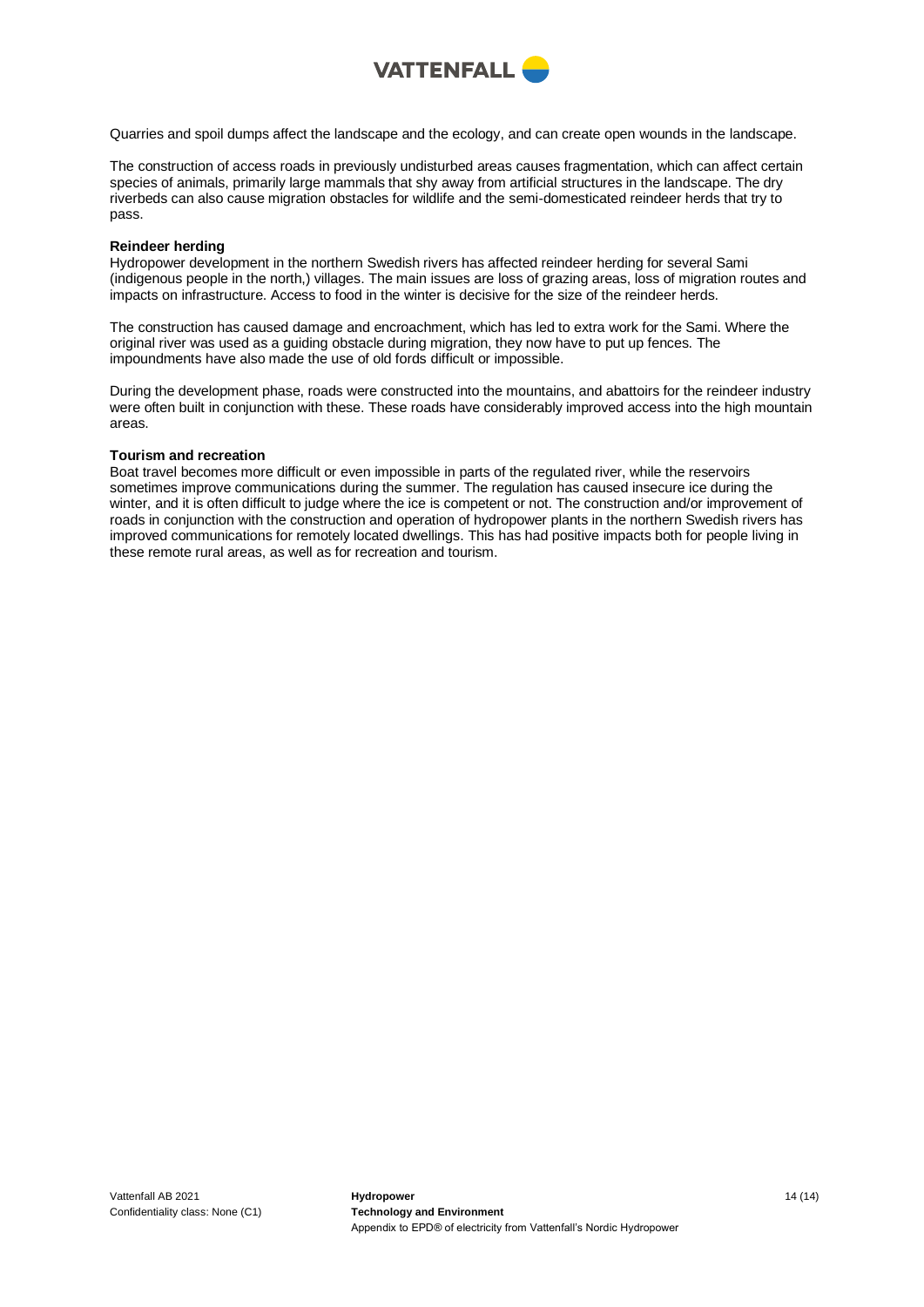Quarries and spoil dumps affect the landscape and the ecology, and can create open wounds in the landscape.

The construction of access roads in previously undisturbed areas causes fragmentation, which can affect certain species of animals, primarily large mammals that shy away from artificial structures in the landscape. The dry riverbeds can also cause migration obstacles for wildlife and the semi-domesticated reindeer herds that try to pass.

**Reindeer herding**

Hydropower development in the northern Swedish rivers has affected reindeer herding for several Sami (indigenous people in the north,) villages. The main issues are loss of grazing areas, loss of migration routes and impacts on infrastructure. Access to food in the winter is decisive for the size of the reindeer herds.

The construction has caused damage and encroachment, which has led to extra work for the Sami. Where the original river was used as a guiding obstacle during migration, they now have to put up fences. The impoundments have also made the use of old fords difficult or impossible.

During the development phase, roads were constructed into the mountains, and abattoirs for the reindeer industry were often built in conjunction with these. These roads have considerably improved access into the high mountain areas.

**Tourism and recreation**

Boat travel becomes more difficult or even impossible in parts of the regulated river, while the reservoirs sometimes improve communications during the summer. The regulation has caused insecure ice during the winter, and it is often difficult to judge where the ice is competent or not. The construction and/or improvement of roads in conjunction with the construction and operation of hydropower plants in the northern Swedish rivers has improved communications for remotely located dwellings. This has had positive impacts both for people living in these remote rural areas, as well as for recreation and tourism.